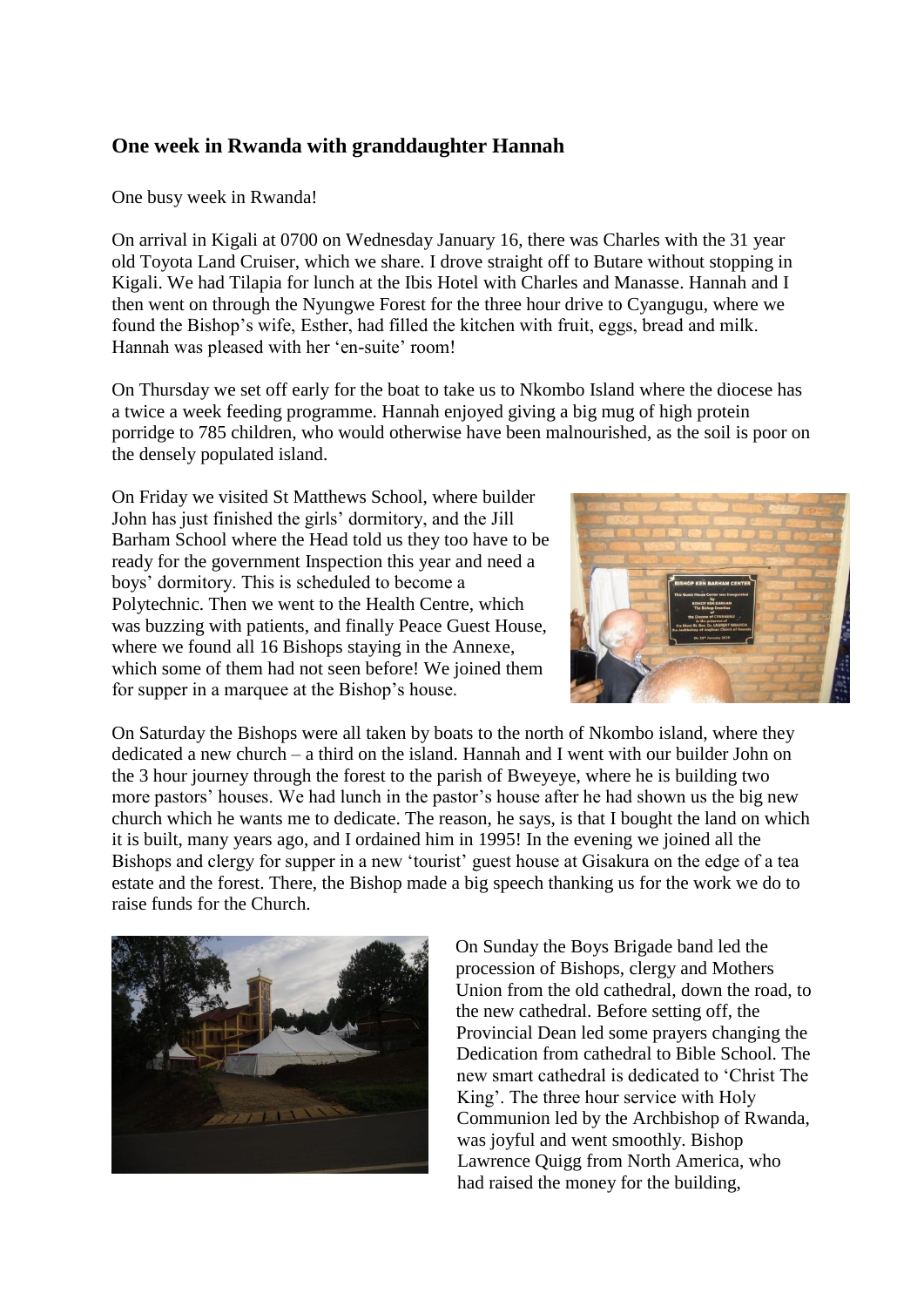## One week in Rwanda with granddaughter Hannah

One busy week in Rwanda!

On arrival in Kigali at 0700 on Wednesday January 16, there was Charles with the 31 year old Toyota Land Cruiser, which we share. I drove straight off to Butare without stopping in Kigali. We had Tilapia for lunch at the Ibis Hotel with Charles and Manasse. Hannah and I then went on through the Nyungwe Forest for the three hour drive to Cyangugu, where we found the Bishop's wife, Esther, had filled the kitchen with fruit, eggs, bread and milk. Hannah was pleased with her 'en-suite' room!

On Thursday we set off early for the boat to take us to Nkombo Island where the diocese has a twice a week feeding programme. Hannah enjoyed giving a big mug of high protein porridge to 785 children, who would otherwise have been malnourished, as the soil is poor on the densely populated island.

On Friday we visited St Matthews School, where builder John has just finished the girls' dormitory, and the Jill Barham School where the Head told us they too have to be ready for the government Inspection this year and need a boys' dormitory. This is scheduled to become a Polytechnic. Then we went to the Health Centre, which was buzzing with patients, and finally Peace Guest House, where we found all 16 Bishops staying in the Annexe, which some of them had not seen before! We joined them for supper in a marquee at the Bishop's house.

On Saturday the Bishops were all taken by boats to the north of Nkombo island, where they dedicated a new church – a third on the island. Hannah and I went with our builder John on the 3 hour journey through the forest to the parish of Bweyeye, where he is building two more pastors' houses. We had lunch in the pastor's house after he had shown us the big new church which he wants me to dedicate. The reason, he says, is that I bought the land on which it is built, many years ago, and I ordained him in 1995! In the evening we joined all the Bishops and clergy for supper in a new 'tourist' guest house at Gisakura on the edge of a tea estate and the forest. There, the Bishop made a big speech thanking us for the work we do to raise funds for the Church.

On Sunday the Boys Brigade band led the procession of Bishops, clergy and Mothers Union from the old cathedral, down the road, to the new cathedral. Before setting off, the Provincial Dean led some prayers changing the Dedication from cathedral to Bible School. The new smart cathedral is dedicated to 'Christ The King'. The three hour service with Holy Communion led by the Archbishop of Rwanda, was joyful and went smoothly. Bishop Lawrence Quigg from North America, who had raised the money for the building,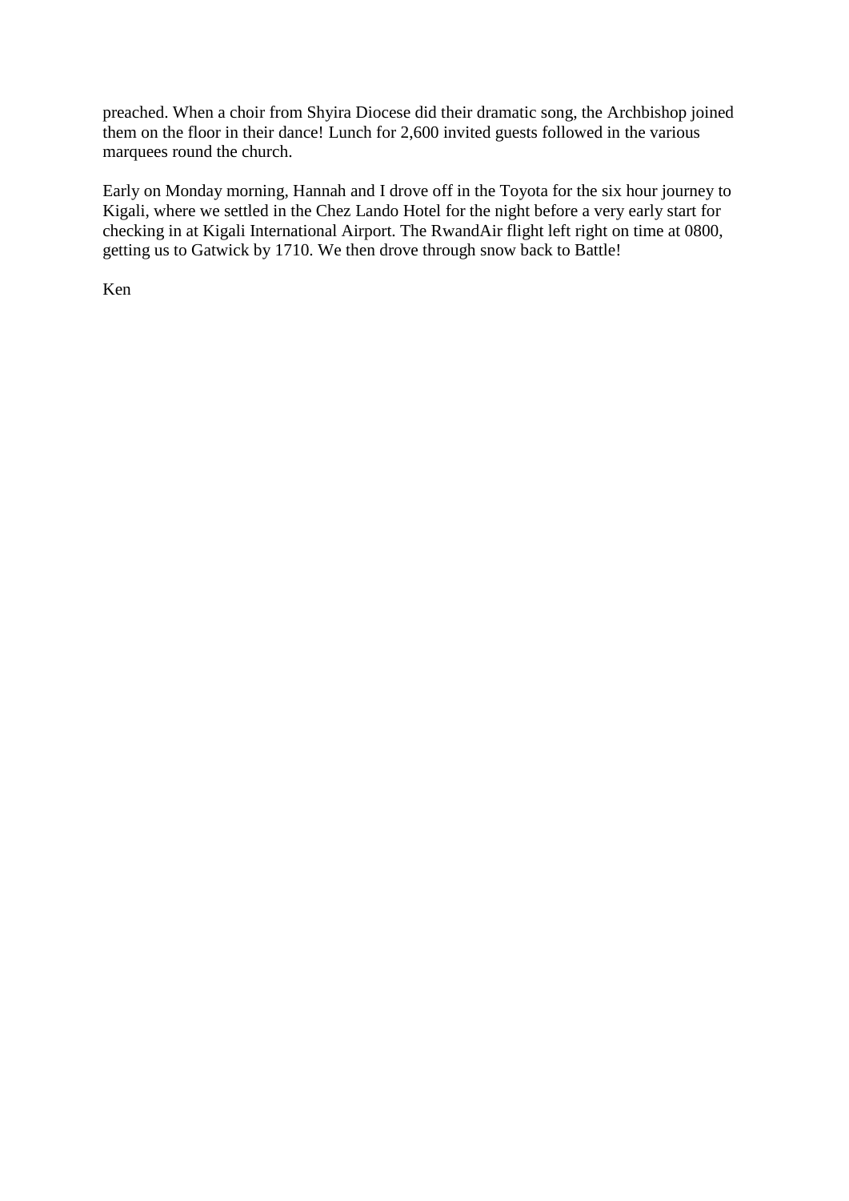preached. When a choir from Shyira Diocese did their dramatic song, the Archbishop joined them on the floor in their dance! Lunch for 2,600 invited guests followed in the various marquees round the church.

Early on Monday morning, Hannah and I drove off in the Toyota for the six hour journey to Kigali, where we settled in the Chez Lando Hotel for the night before a very early start for checking in at Kigali International Airport. The RwandAir flight left right on time at 0800, getting us to Gatwick by 1710. We then drove through snow back to Battle!

Ken